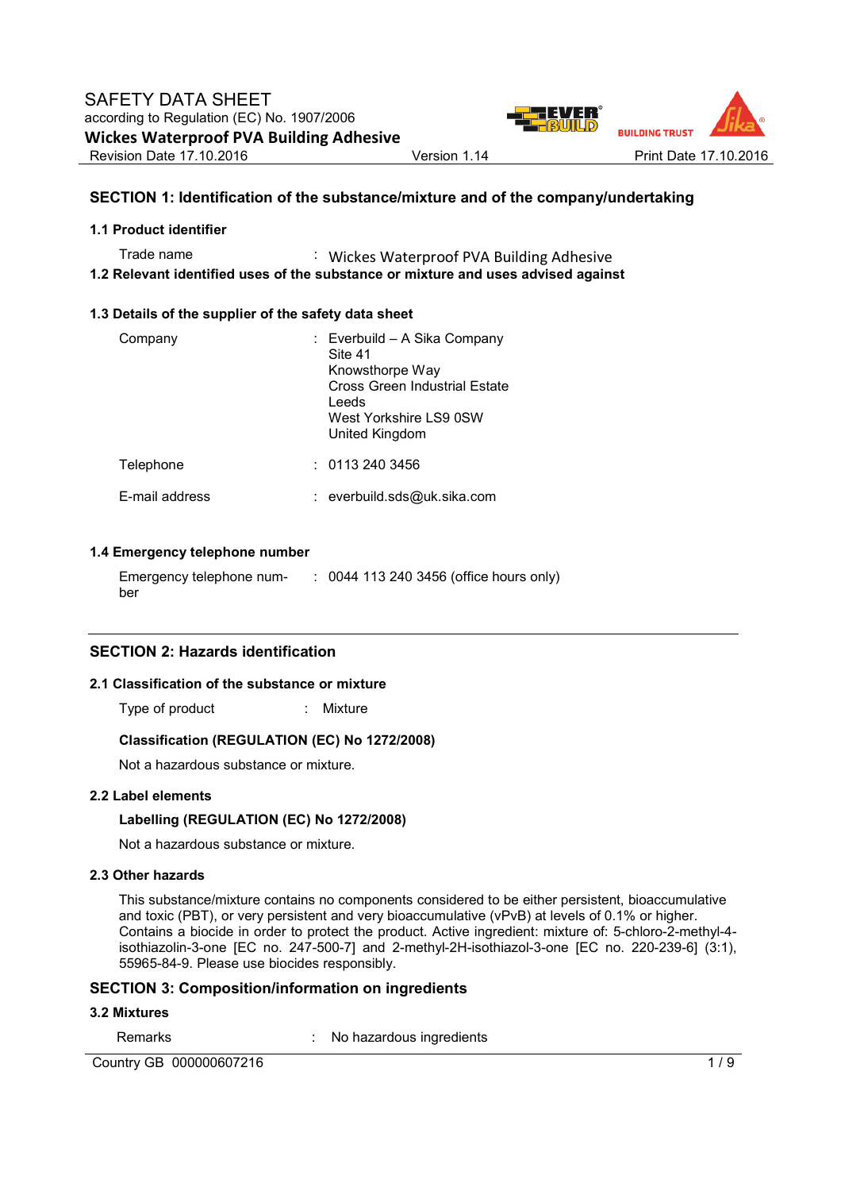# SAFETY DATA SHEET

according to Regulation (EC) No. 1907/2006

**Wickes Waterproof PVA Building Adhesive**

Revision Date 17.10.2016 Version 1.14 Print Date 17.10.2016

## SECTION 1: Identification of the substance/mixture and of the company/undertaking

### 1.1 Product identifier

Trade name : Wickes Waterproof PVA Building Adhesive

### 1.2 Relevant identified uses of the substance or mixture and uses advised against

### 1.3 Details of the supplier of the safety data sheet

Company : Everbuild – A Sika Company
Site 41
Knowsthorpe Way
Cross Green Industrial Estate
Leeds
West Yorkshire LS9 0SW
United Kingdom

Telephone : 0113 240 3456

E-mail address : everbuild.sds@uk.sika.com

### 1.4 Emergency telephone number

Emergency telephone number : 0044 113 240 3456 (office hours only)

## SECTION 2: Hazards identification

### 2.1 Classification of the substance or mixture

Type of product : Mixture

**Classification (REGULATION (EC) No 1272/2008)**

Not a hazardous substance or mixture.

### 2.2 Label elements

**Labelling (REGULATION (EC) No 1272/2008)**

Not a hazardous substance or mixture.

### 2.3 Other hazards

This substance/mixture contains no components considered to be either persistent, bioaccumulative and toxic (PBT), or very persistent and very bioaccumulative (vPvB) at levels of 0.1% or higher.
Contains a biocide in order to protect the product. Active ingredient: mixture of: 5-chloro-2-methyl-4-isothiazolin-3-one [EC no. 247-500-7] and 2-methyl-2H-isothiazol-3-one [EC no. 220-239-6] (3:1), 55965-84-9. Please use biocides responsibly.

## SECTION 3: Composition/information on ingredients

### 3.2 Mixtures

Remarks : No hazardous ingredients

Country GB 000000607216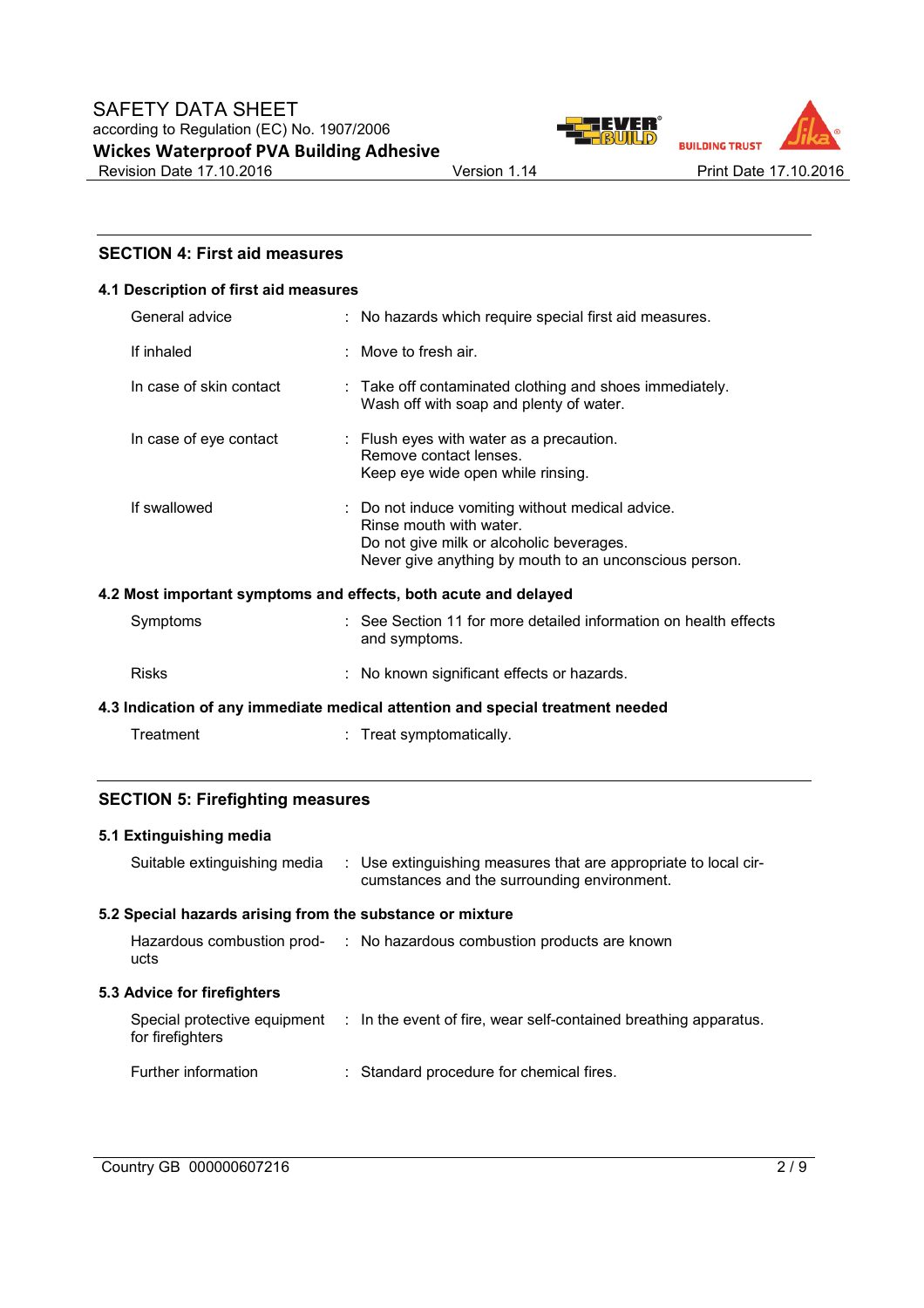## SECTION 4: First aid measures

### 4.1 Description of first aid measures

| | |
|---|---|
| General advice | : No hazards which require special first aid measures. |
| If inhaled | : Move to fresh air. |
| In case of skin contact | : Take off contaminated clothing and shoes immediately. Wash off with soap and plenty of water. |
| In case of eye contact | : Flush eyes with water as a precaution. Remove contact lenses. Keep eye wide open while rinsing. |
| If swallowed | : Do not induce vomiting without medical advice. Rinse mouth with water. Do not give milk or alcoholic beverages. Never give anything by mouth to an unconscious person. |

### 4.2 Most important symptoms and effects, both acute and delayed

| | |
|---|---|
| Symptoms | : See Section 11 for more detailed information on health effects and symptoms. |
| Risks | : No known significant effects or hazards. |

### 4.3 Indication of any immediate medical attention and special treatment needed

| | |
|---|---|
| Treatment | : Treat symptomatically. |

## SECTION 5: Firefighting measures

### 5.1 Extinguishing media

| | |
|---|---|
| Suitable extinguishing media | : Use extinguishing measures that are appropriate to local circumstances and the surrounding environment. |

### 5.2 Special hazards arising from the substance or mixture

| | |
|---|---|
| Hazardous combustion products | : No hazardous combustion products are known |

### 5.3 Advice for firefighters

| | |
|---|---|
| Special protective equipment for firefighters | : In the event of fire, wear self-contained breathing apparatus. |
| Further information | : Standard procedure for chemical fires. |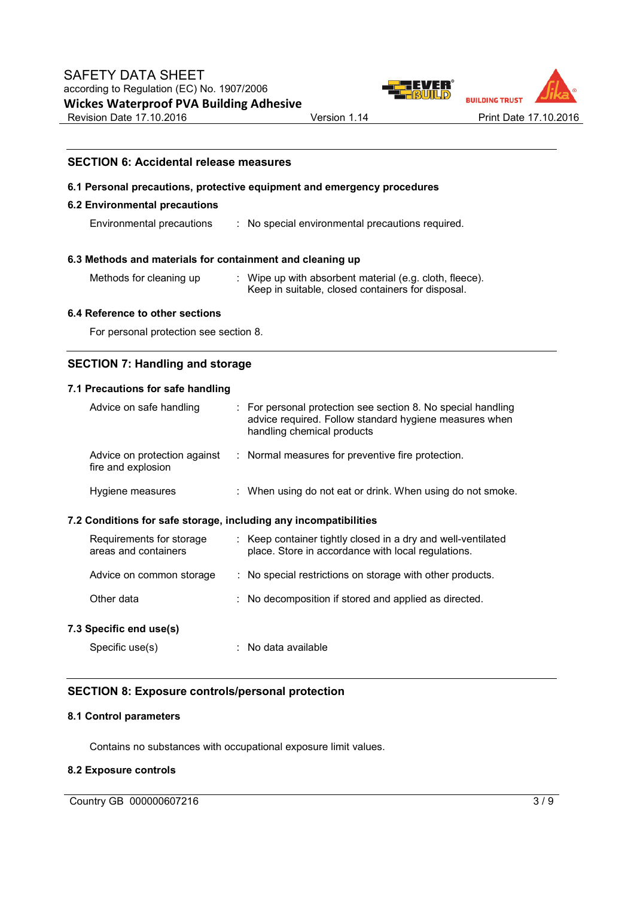## SECTION 6: Accidental release measures

### 6.1 Personal precautions, protective equipment and emergency procedures

### 6.2 Environmental precautions

| | |
|---|---|
| Environmental precautions | : No special environmental precautions required. |

### 6.3 Methods and materials for containment and cleaning up

| | |
|---|---|
| Methods for cleaning up | : Wipe up with absorbent material (e.g. cloth, fleece). Keep in suitable, closed containers for disposal. |

### 6.4 Reference to other sections

For personal protection see section 8.

## SECTION 7: Handling and storage

### 7.1 Precautions for safe handling

| | |
|---|---|
| Advice on safe handling | : For personal protection see section 8. No special handling advice required. Follow standard hygiene measures when handling chemical products |
| Advice on protection against fire and explosion | : Normal measures for preventive fire protection. |
| Hygiene measures | : When using do not eat or drink. When using do not smoke. |

### 7.2 Conditions for safe storage, including any incompatibilities

| | |
|---|---|
| Requirements for storage areas and containers | : Keep container tightly closed in a dry and well-ventilated place. Store in accordance with local regulations. |
| Advice on common storage | : No special restrictions on storage with other products. |
| Other data | : No decomposition if stored and applied as directed. |

### 7.3 Specific end use(s)

| | |
|---|---|
| Specific use(s) | : No data available |

## SECTION 8: Exposure controls/personal protection

### 8.1 Control parameters

Contains no substances with occupational exposure limit values.

### 8.2 Exposure controls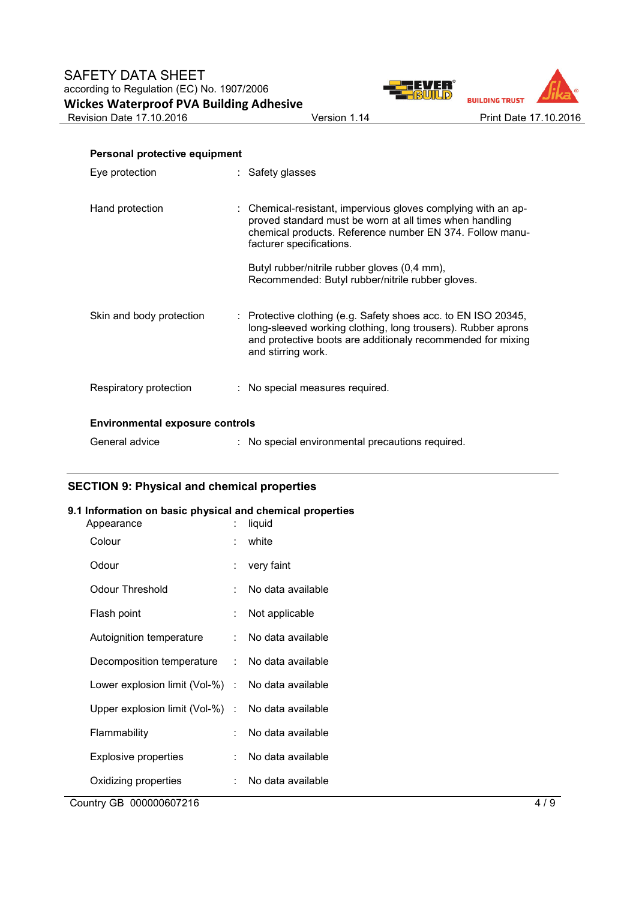**Personal protective equipment**

| | | |
|---|---|---|
| Eye protection | : | Safety glasses |
| Hand protection | : | Chemical-resistant, impervious gloves complying with an approved standard must be worn at all times when handling chemical products. Reference number EN 374. Follow manufacturer specifications.<br><br>Butyl rubber/nitrile rubber gloves (0,4 mm), Recommended: Butyl rubber/nitrile rubber gloves. |
| Skin and body protection | : | Protective clothing (e.g. Safety shoes acc. to EN ISO 20345, long-sleeved working clothing, long trousers). Rubber aprons and protective boots are additionaly recommended for mixing and stirring work. |
| Respiratory protection | : | No special measures required. |

**Environmental exposure controls**

| | | |
|---|---|---|
| General advice | : | No special environmental precautions required. |

## SECTION 9: Physical and chemical properties

### 9.1 Information on basic physical and chemical properties

| | | |
|---|---|---|
| Appearance | : | liquid |
| Colour | : | white |
| Odour | : | very faint |
| Odour Threshold | : | No data available |
| Flash point | : | Not applicable |
| Autoignition temperature | : | No data available |
| Decomposition temperature | : | No data available |
| Lower explosion limit (Vol-%) | : | No data available |
| Upper explosion limit (Vol-%) | : | No data available |
| Flammability | : | No data available |
| Explosive properties | : | No data available |
| Oxidizing properties | : | No data available |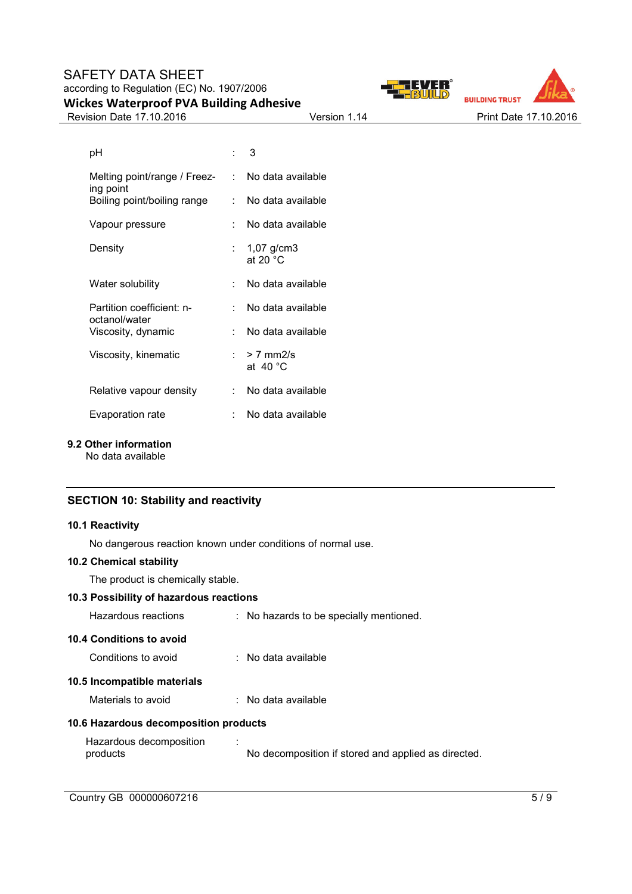| | | |
|---|---|---|
| pH | : | 3 |
| Melting point/range / Freezing point | : | No data available |
| Boiling point/boiling range | : | No data available |
| Vapour pressure | : | No data available |
| Density | : | 1,07 g/cm3<br>at 20 °C |
| Water solubility | : | No data available |
| Partition coefficient: n-octanol/water | : | No data available |
| Viscosity, dynamic | : | No data available |
| Viscosity, kinematic | : | > 7 mm2/s<br>at 40 °C |
| Relative vapour density | : | No data available |
| Evaporation rate | : | No data available |

### 9.2 Other information

No data available

## SECTION 10: Stability and reactivity

### 10.1 Reactivity

No dangerous reaction known under conditions of normal use.

### 10.2 Chemical stability

The product is chemically stable.

### 10.3 Possibility of hazardous reactions

Hazardous reactions : No hazards to be specially mentioned.

### 10.4 Conditions to avoid

Conditions to avoid : No data available

### 10.5 Incompatible materials

Materials to avoid : No data available

### 10.6 Hazardous decomposition products

Hazardous decomposition products : No decomposition if stored and applied as directed.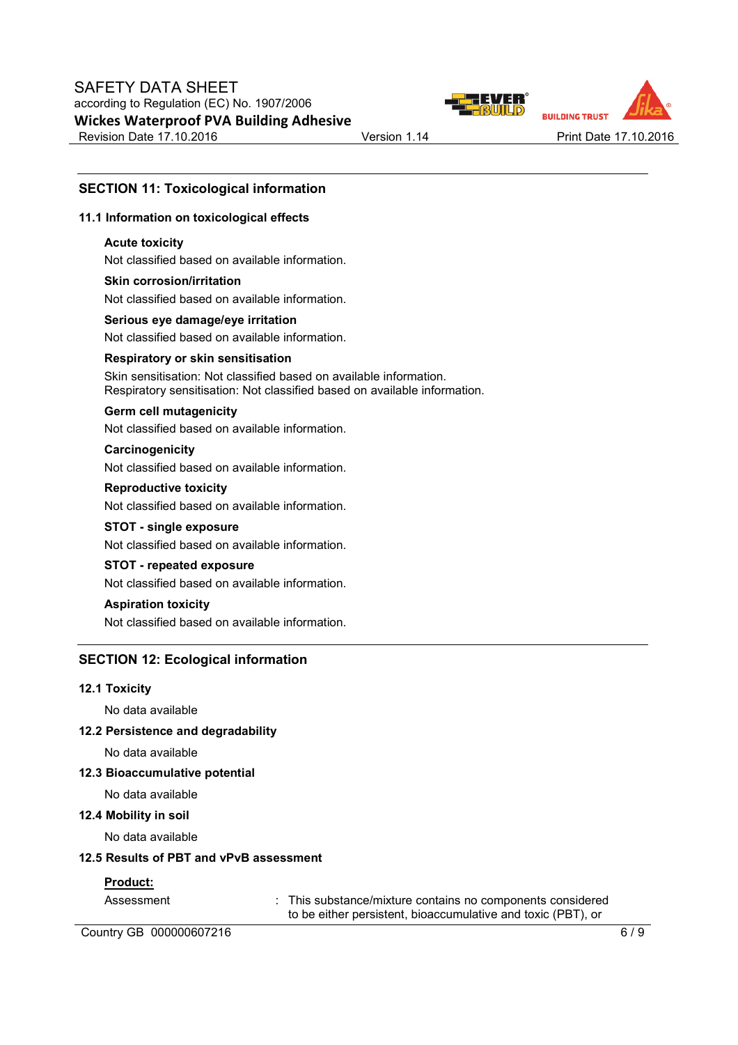## SECTION 11: Toxicological information

### 11.1 Information on toxicological effects

**Acute toxicity**

Not classified based on available information.

**Skin corrosion/irritation**

Not classified based on available information.

**Serious eye damage/eye irritation**

Not classified based on available information.

**Respiratory or skin sensitisation**

Skin sensitisation: Not classified based on available information.
Respiratory sensitisation: Not classified based on available information.

**Germ cell mutagenicity**

Not classified based on available information.

**Carcinogenicity**

Not classified based on available information.

**Reproductive toxicity**

Not classified based on available information.

**STOT - single exposure**

Not classified based on available information.

**STOT - repeated exposure**

Not classified based on available information.

**Aspiration toxicity**

Not classified based on available information.

## SECTION 12: Ecological information

### 12.1 Toxicity

No data available

### 12.2 Persistence and degradability

No data available

### 12.3 Bioaccumulative potential

No data available

### 12.4 Mobility in soil

No data available

### 12.5 Results of PBT and vPvB assessment

**Product:**

Assessment : This substance/mixture contains no components considered to be either persistent, bioaccumulative and toxic (PBT), or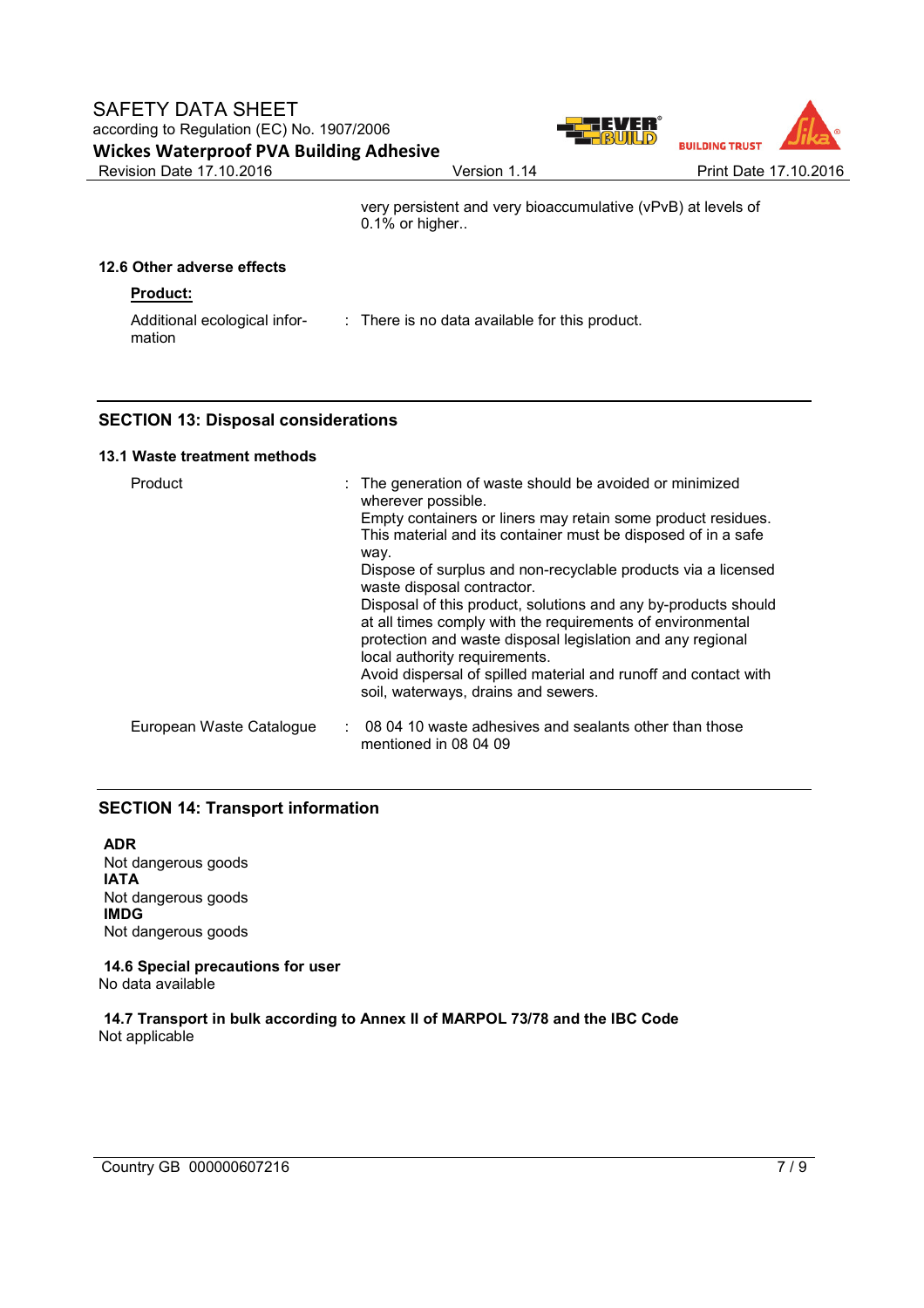very persistent and very bioaccumulative (vPvB) at levels of 0.1% or higher..

### 12.6 Other adverse effects

**Product:**

| | | |
|---|---|---|
| Additional ecological information | : | There is no data available for this product. |

## SECTION 13: Disposal considerations

### 13.1 Waste treatment methods

| | | |
|---|---|---|
| Product | : | The generation of waste should be avoided or minimized wherever possible.<br>Empty containers or liners may retain some product residues.<br>This material and its container must be disposed of in a safe way.<br>Dispose of surplus and non-recyclable products via a licensed waste disposal contractor.<br>Disposal of this product, solutions and any by-products should at all times comply with the requirements of environmental protection and waste disposal legislation and any regional local authority requirements.<br>Avoid dispersal of spilled material and runoff and contact with soil, waterways, drains and sewers. |
| European Waste Catalogue | : | 08 04 10 waste adhesives and sealants other than those mentioned in 08 04 09 |

## SECTION 14: Transport information

**ADR**
Not dangerous goods
**IATA**
Not dangerous goods
**IMDG**
Not dangerous goods

**14.6 Special precautions for user**
No data available

**14.7 Transport in bulk according to Annex II of MARPOL 73/78 and the IBC Code**
Not applicable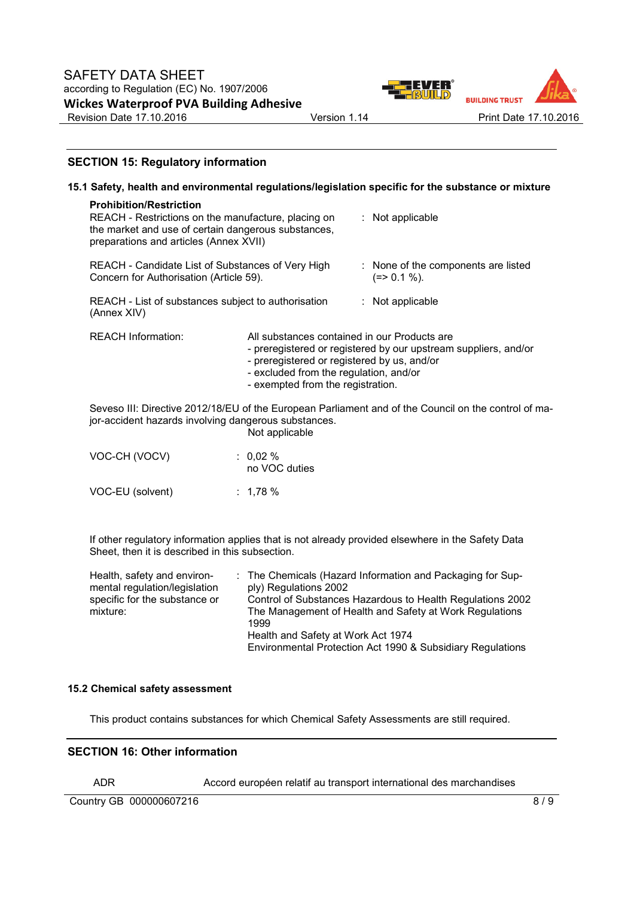## SECTION 15: Regulatory information

### 15.1 Safety, health and environmental regulations/legislation specific for the substance or mixture

**Prohibition/Restriction**

REACH - Restrictions on the manufacture, placing on the market and use of certain dangerous substances, preparations and articles (Annex XVII) : Not applicable

REACH - Candidate List of Substances of Very High Concern for Authorisation (Article 59). : None of the components are listed (=> 0.1 %).

REACH - List of substances subject to authorisation (Annex XIV) : Not applicable

REACH Information: All substances contained in our Products are
- preregistered or registered by our upstream suppliers, and/or
- preregistered or registered by us, and/or
- excluded from the regulation, and/or
- exempted from the registration.

Seveso III: Directive 2012/18/EU of the European Parliament and of the Council on the control of major-accident hazards involving dangerous substances.
Not applicable

VOC-CH (VOCV) : 0,02 %
no VOC duties

VOC-EU (solvent) : 1,78 %

If other regulatory information applies that is not already provided elsewhere in the Safety Data Sheet, then it is described in this subsection.

Health, safety and environmental regulation/legislation specific for the substance or mixture: The Chemicals (Hazard Information and Packaging for Supply) Regulations 2002
Control of Substances Hazardous to Health Regulations 2002
The Management of Health and Safety at Work Regulations 1999
Health and Safety at Work Act 1974
Environmental Protection Act 1990 & Subsidiary Regulations

### 15.2 Chemical safety assessment

This product contains substances for which Chemical Safety Assessments are still required.

## SECTION 16: Other information

| ADR | Accord européen relatif au transport international des marchandises |
|---|---|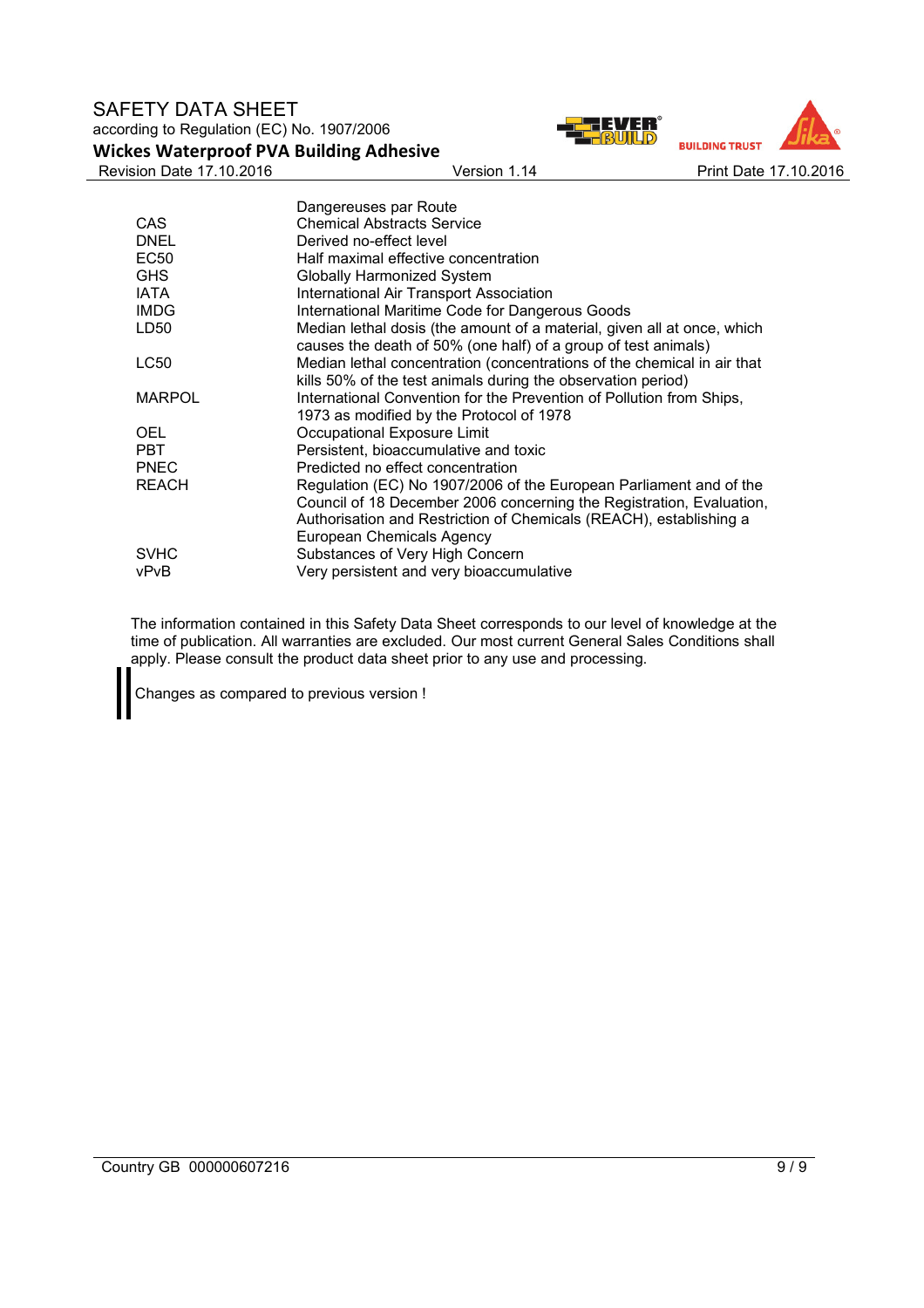| | |
|---|---|
| | Dangereuses par Route |
| CAS | Chemical Abstracts Service |
| DNEL | Derived no-effect level |
| EC50 | Half maximal effective concentration |
| GHS | Globally Harmonized System |
| IATA | International Air Transport Association |
| IMDG | International Maritime Code for Dangerous Goods |
| LD50 | Median lethal dosis (the amount of a material, given all at once, which causes the death of 50% (one half) of a group of test animals) |
| LC50 | Median lethal concentration (concentrations of the chemical in air that kills 50% of the test animals during the observation period) |
| MARPOL | International Convention for the Prevention of Pollution from Ships, 1973 as modified by the Protocol of 1978 |
| OEL | Occupational Exposure Limit |
| PBT | Persistent, bioaccumulative and toxic |
| PNEC | Predicted no effect concentration |
| REACH | Regulation (EC) No 1907/2006 of the European Parliament and of the Council of 18 December 2006 concerning the Registration, Evaluation, Authorisation and Restriction of Chemicals (REACH), establishing a European Chemicals Agency |
| SVHC | Substances of Very High Concern |
| vPvB | Very persistent and very bioaccumulative |

The information contained in this Safety Data Sheet corresponds to our level of knowledge at the time of publication. All warranties are excluded. Our most current General Sales Conditions shall apply. Please consult the product data sheet prior to any use and processing.

Changes as compared to previous version !